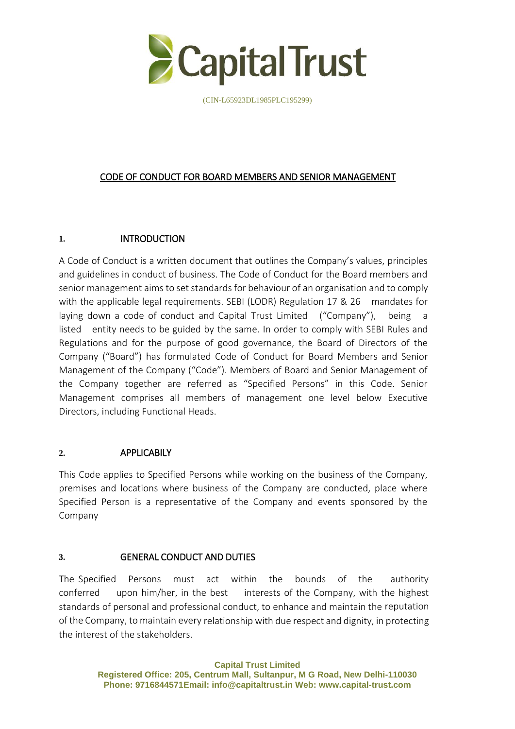CapitalTrust

(CIN-L65923DL1985PLC195299)

# CODE OF CONDUCT FOR BOARD MEMBERS AND SENIOR MANAGEMENT

## 1. INTRODUCTION

A Code of Conduct is a written document that outlines the Company's values, principles and guidelines in conduct of business. The Code of Conduct for the Board members and senior management aims to set standards for behaviour of an organisation and to comply with the applicable legal requirements. SEBI (LODR) Regulation 17 & 26 mandates for laying down a code of conduct and Capital Trust Limited ("Company"), being a listed entity needs to be guided by the same. In order to comply with SEBI Rules and Regulations and for the purpose of good governance, the Board of Directors of the Company ("Board") has formulated Code of Conduct for Board Members and Senior Management of the Company ("Code"). Members of Board and Senior Management of the Company together are referred as "Specified Persons" in this Code. Senior Management comprises all members of management one level below Executive Directors, including Functional Heads.

## 2. APPLICABILY

This Code applies to Specified Persons while working on the business of the Company, premises and locations where business of the Company are conducted, place where Specified Person is a representative of the Company and events sponsored by the Company

## 3. GENERAL CONDUCT AND DUTIES

The Specified Persons must act within the bounds of the authority conferred upon him/her, in the best interests of the Company, with the highest standards of personal and professional conduct, to enhance and maintain the reputation of the Company, to maintain every relationship with due respect and dignity, in protecting the interest of the stakeholders.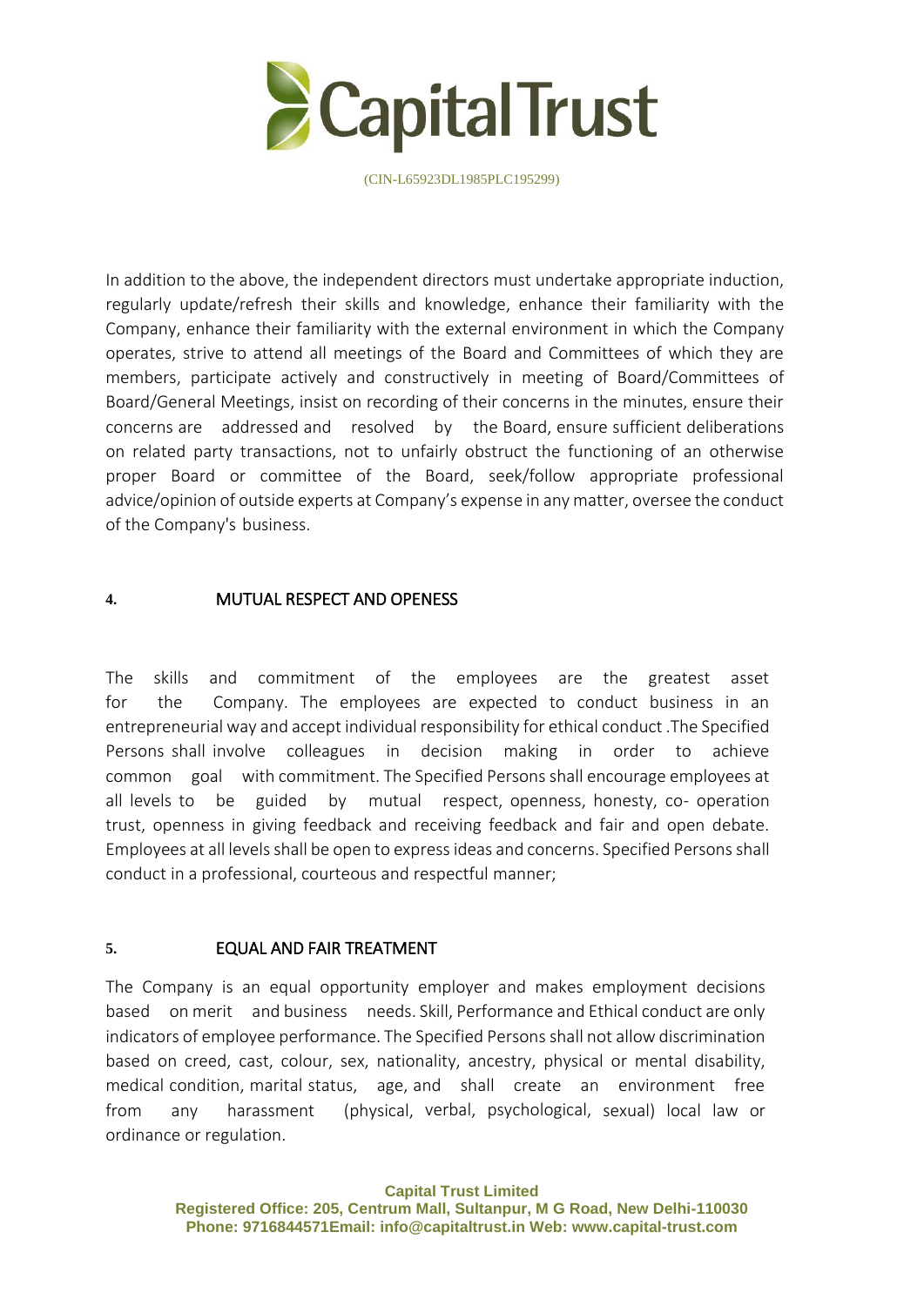In addition to the above, the independent directors must undertake appropriate induction, regularly update/refresh their skills and knowledge, enhance their familiarity with the Company, enhance their familiarity with the external environment in which the Company operates, strive to attend all meetings of the Board and Committees of which they are members, participate actively and constructively in meeting of Board/Committees of Board/General Meetings, insist on recording of their concerns in the minutes, ensure their concerns are addressed and resolved by the Board, ensure sufficient deliberations on related party transactions, not to unfairly obstruct the functioning of an otherwise proper Board or committee of the Board, seek/follow appropriate professional advice/opinion of outside experts at Company's expense in any matter, oversee the conduct of the Company's business.

## 4. MUTUAL RESPECT AND OPENESS

The skills and commitment of the employees are the greatest asset for the Company. The employees are expected to conduct business in an entrepreneurial way and accept individual responsibility for ethical conduct .The Specified Persons shall involve colleagues in decision making in order to achieve common goal with commitment. The Specified Persons shall encourage employees at all levels to be guided by mutual respect, openness, honesty, co- operation trust, openness in giving feedback and receiving feedback and fair and open debate. Employees at all levels shall be open to express ideas and concerns. Specified Persons shall conduct in a professional, courteous and respectful manner;

## 5. EQUAL AND FAIR TREATMENT

The Company is an equal opportunity employer and makes employment decisions based on merit and business needs. Skill, Performance and Ethical conduct are only indicators of employee performance. The Specified Persons shall not allow discrimination based on creed, cast, colour, sex, nationality, ancestry, physical or mental disability, medical condition, marital status, age, and shall create an environment free from any harassment (physical, verbal, psychological, sexual) local law or ordinance or regulation.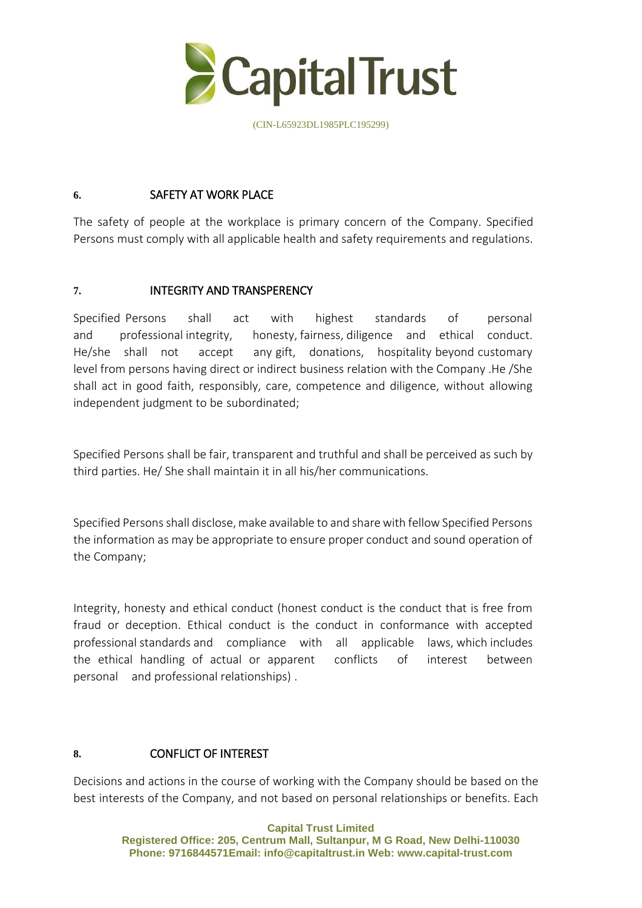## 6. SAFETY AT WORK PLACE

The safety of people at the workplace is primary concern of the Company. Specified Persons must comply with all applicable health and safety requirements and regulations.

## 7. INTEGRITY AND TRANSPERENCY

Specified Persons shall act with highest standards of personal and professional integrity, honesty, fairness, diligence and ethical conduct. He/she shall not accept any gift, donations, hospitality beyond customary level from persons having direct or indirect business relation with the Company .He /She shall act in good faith, responsibly, care, competence and diligence, without allowing independent judgment to be subordinated;

Specified Persons shall be fair, transparent and truthful and shall be perceived as such by third parties. He/ She shall maintain it in all his/her communications.

Specified Persons shall disclose, make available to and share with fellow Specified Persons the information as may be appropriate to ensure proper conduct and sound operation of the Company;

Integrity, honesty and ethical conduct (honest conduct is the conduct that is free from fraud or deception. Ethical conduct is the conduct in conformance with accepted professional standards and compliance with all applicable laws, which includes the ethical handling of actual or apparent conflicts of interest between personal and professional relationships) .

## 8. CONFLICT OF INTEREST

Decisions and actions in the course of working with the Company should be based on the best interests of the Company, and not based on personal relationships or benefits. Each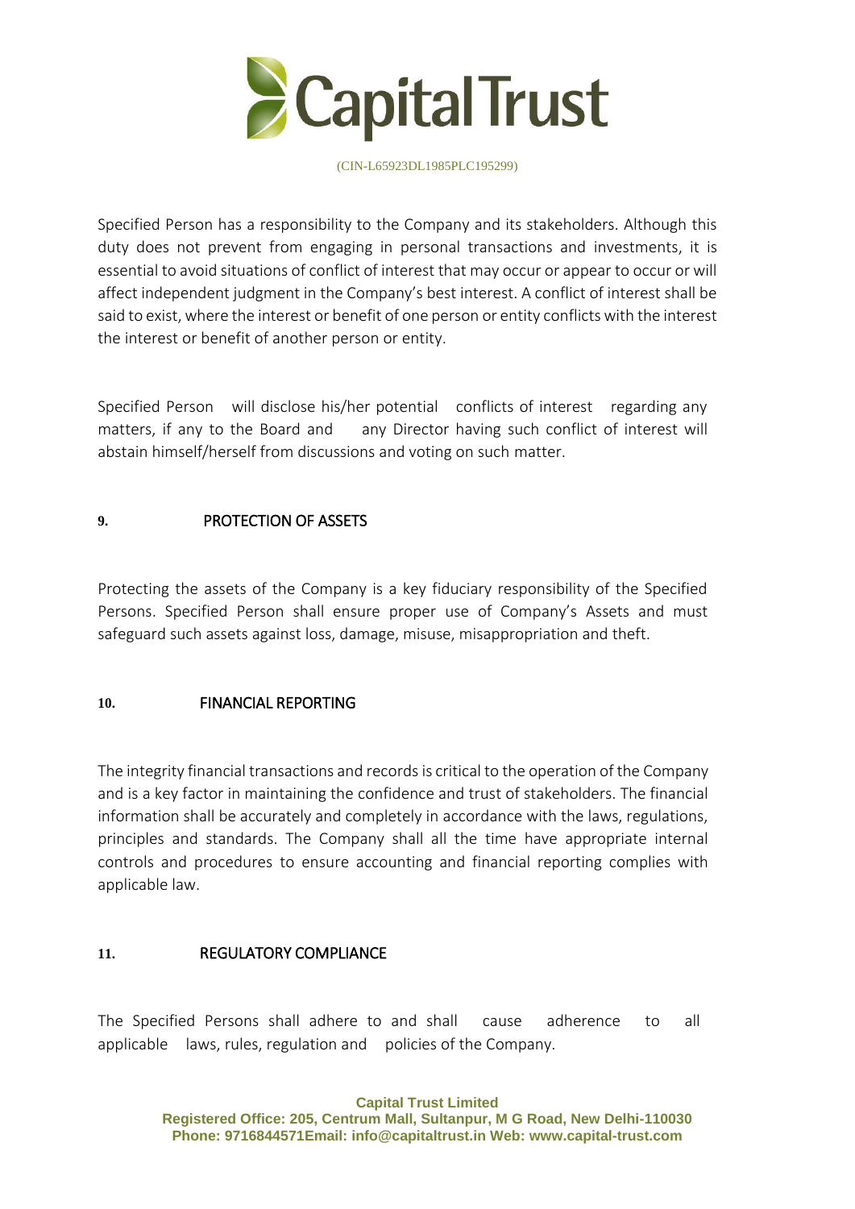Specified Person has a responsibility to the Company and its stakeholders. Although this duty does not prevent from engaging in personal transactions and investments, it is essential to avoid situations of conflict of interest that may occur or appear to occur or will affect independent judgment in the Company's best interest. A conflict of interest shall be said to exist, where the interest or benefit of one person or entity conflicts with the interest the interest or benefit of another person or entity.

Specified Person will disclose his/her potential conflicts of interest regarding any matters, if any to the Board and any Director having such conflict of interest will abstain himself/herself from discussions and voting on such matter.

## 9. PROTECTION OF ASSETS

Protecting the assets of the Company is a key fiduciary responsibility of the Specified Persons. Specified Person shall ensure proper use of Company's Assets and must safeguard such assets against loss, damage, misuse, misappropriation and theft.

## 10. FINANCIAL REPORTING

The integrity financial transactions and records is critical to the operation of the Company and is a key factor in maintaining the confidence and trust of stakeholders. The financial information shall be accurately and completely in accordance with the laws, regulations, principles and standards. The Company shall all the time have appropriate internal controls and procedures to ensure accounting and financial reporting complies with applicable law.

## 11. REGULATORY COMPLIANCE

The Specified Persons shall adhere to and shall cause adherence to all applicable laws, rules, regulation and policies of the Company.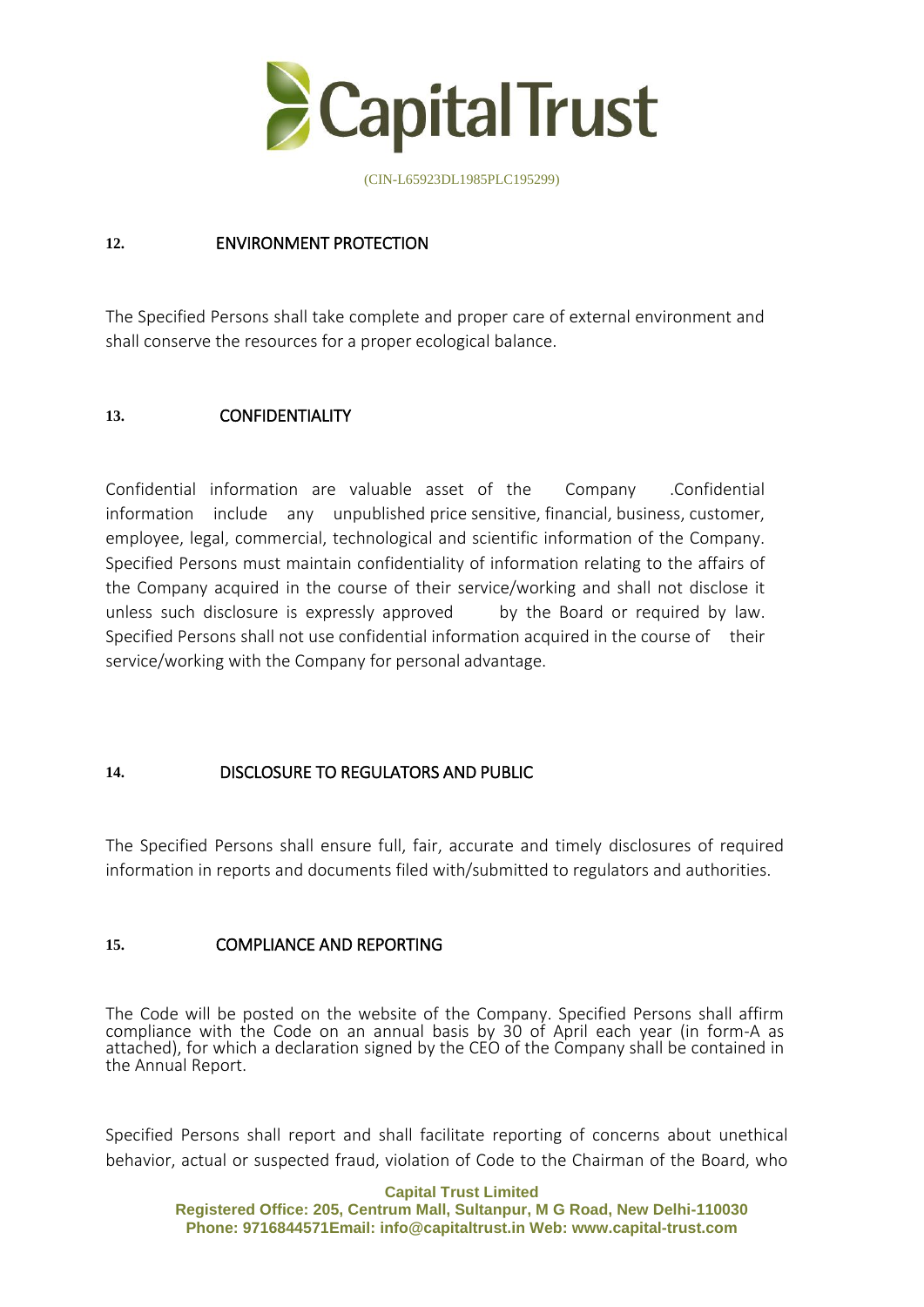## 12. ENVIRONMENT PROTECTION

The Specified Persons shall take complete and proper care of external environment and shall conserve the resources for a proper ecological balance.

## 13. CONFIDENTIALITY

Confidential information are valuable asset of the Company .Confidential information include any unpublished price sensitive, financial, business, customer, employee, legal, commercial, technological and scientific information of the Company. Specified Persons must maintain confidentiality of information relating to the affairs of the Company acquired in the course of their service/working and shall not disclose it unless such disclosure is expressly approved by the Board or required by law. Specified Persons shall not use confidential information acquired in the course of their service/working with the Company for personal advantage.

## 14. DISCLOSURE TO REGULATORS AND PUBLIC

The Specified Persons shall ensure full, fair, accurate and timely disclosures of required information in reports and documents filed with/submitted to regulators and authorities.

## 15. COMPLIANCE AND REPORTING

The Code will be posted on the website of the Company. Specified Persons shall affirm compliance with the Code on an annual basis by 30 of April each year (in form-A as attached), for which a declaration signed by the CEO of the Company shall be contained in the Annual Report.

Specified Persons shall report and shall facilitate reporting of concerns about unethical behavior, actual or suspected fraud, violation of Code to the Chairman of the Board, who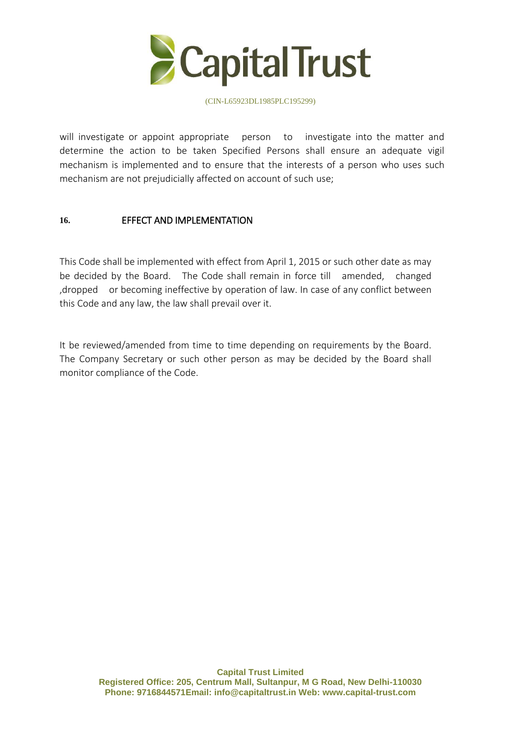will investigate or appoint appropriate person to investigate into the matter and determine the action to be taken Specified Persons shall ensure an adequate vigil mechanism is implemented and to ensure that the interests of a person who uses such mechanism are not prejudicially affected on account of such use;

## 16. EFFECT AND IMPLEMENTATION

This Code shall be implemented with effect from April 1, 2015 or such other date as may be decided by the Board. The Code shall remain in force till amended, changed ,dropped or becoming ineffective by operation of law. In case of any conflict between this Code and any law, the law shall prevail over it.

It be reviewed/amended from time to time depending on requirements by the Board. The Company Secretary or such other person as may be decided by the Board shall monitor compliance of the Code.